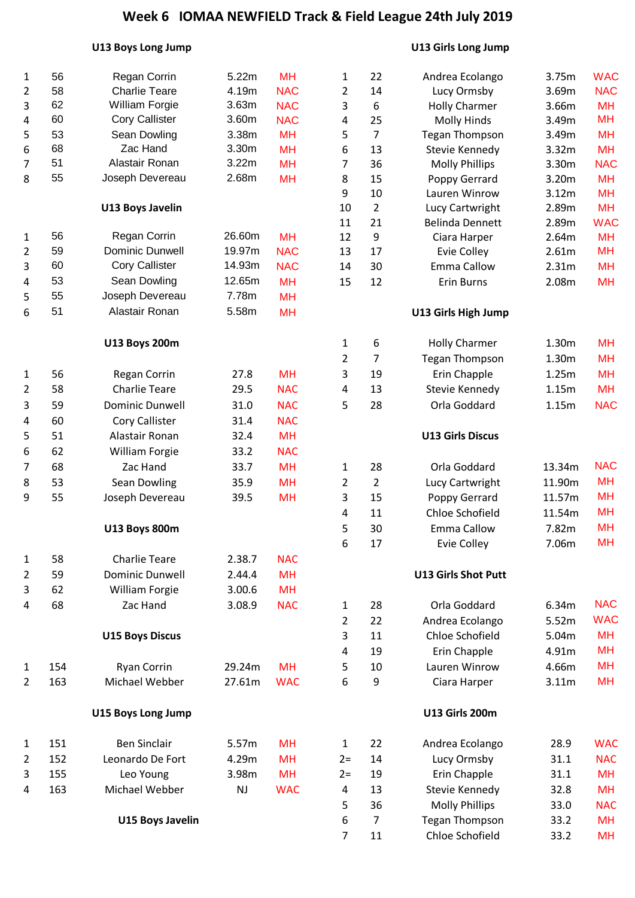# Week 6 IOMAA NEWFIELD Track & Field League 24th July 2019

## U13 Boys Long Jump

| | | | | |
|---|---|---|---|---|
| 1 | 56 | Regan Corrin | 5.22m | MH |
| 2 | 58 | Charlie Teare | 4.19m | NAC |
| 3 | 62 | William Forgie | 3.63m | NAC |
| 4 | 60 | Cory Callister | 3.60m | NAC |
| 5 | 53 | Sean Dowling | 3.38m | MH |
| 6 | 68 | Zac Hand | 3.30m | MH |
| 7 | 51 | Alastair Ronan | 3.22m | MH |
| 8 | 55 | Joseph Devereau | 2.68m | MH |

## U13 Boys Javelin

| | | | | |
|---|---|---|---|---|
| 1 | 56 | Regan Corrin | 26.60m | MH |
| 2 | 59 | Dominic Dunwell | 19.97m | NAC |
| 3 | 60 | Cory Callister | 14.93m | NAC |
| 4 | 53 | Sean Dowling | 12.65m | MH |
| 5 | 55 | Joseph Devereau | 7.78m | MH |
| 6 | 51 | Alastair Ronan | 5.58m | MH |

## U13 Boys 200m

| | | | | |
|---|---|---|---|---|
| 1 | 56 | Regan Corrin | 27.8 | MH |
| 2 | 58 | Charlie Teare | 29.5 | NAC |
| 3 | 59 | Dominic Dunwell | 31.0 | NAC |
| 4 | 60 | Cory Callister | 31.4 | NAC |
| 5 | 51 | Alastair Ronan | 32.4 | MH |
| 6 | 62 | William Forgie | 33.2 | NAC |
| 7 | 68 | Zac Hand | 33.7 | MH |
| 8 | 53 | Sean Dowling | 35.9 | MH |
| 9 | 55 | Joseph Devereau | 39.5 | MH |

## U13 Boys 800m

| | | | | |
|---|---|---|---|---|
| 1 | 58 | Charlie Teare | 2.38.7 | NAC |
| 2 | 59 | Dominic Dunwell | 2.44.4 | MH |
| 3 | 62 | William Forgie | 3.00.6 | MH |
| 4 | 68 | Zac Hand | 3.08.9 | NAC |

## U15 Boys Discus

| | | | | |
|---|---|---|---|---|
| 1 | 154 | Ryan Corrin | 29.24m | MH |
| 2 | 163 | Michael Webber | 27.61m | WAC |

## U15 Boys Long Jump

| | | | | |
|---|---|---|---|---|
| 1 | 151 | Ben Sinclair | 5.57m | MH |
| 2 | 152 | Leonardo De Fort | 4.29m | MH |
| 3 | 155 | Leo Young | 3.98m | MH |
| 4 | 163 | Michael Webber | NJ | WAC |

## U15 Boys Javelin

## U13 Girls Long Jump

| | | | | |
|---|---|---|---|---|
| 1 | 22 | Andrea Ecolango | 3.75m | WAC |
| 2 | 14 | Lucy Ormsby | 3.69m | NAC |
| 3 | 6 | Holly Charmer | 3.66m | MH |
| 4 | 25 | Molly Hinds | 3.49m | MH |
| 5 | 7 | Tegan Thompson | 3.49m | MH |
| 6 | 13 | Stevie Kennedy | 3.32m | MH |
| 7 | 36 | Molly Phillips | 3.30m | NAC |
| 8 | 15 | Poppy Gerrard | 3.20m | MH |
| 9 | 10 | Lauren Winrow | 3.12m | MH |
| 10 | 2 | Lucy Cartwright | 2.89m | MH |
| 11 | 21 | Belinda Dennett | 2.89m | WAC |
| 12 | 9 | Ciara Harper | 2.64m | MH |
| 13 | 17 | Evie Colley | 2.61m | MH |
| 14 | 30 | Emma Callow | 2.31m | MH |
| 15 | 12 | Erin Burns | 2.08m | MH |

## U13 Girls High Jump

| | | | | |
|---|---|---|---|---|
| 1 | 6 | Holly Charmer | 1.30m | MH |
| 2 | 7 | Tegan Thompson | 1.30m | MH |
| 3 | 19 | Erin Chapple | 1.25m | MH |
| 4 | 13 | Stevie Kennedy | 1.15m | MH |
| 5 | 28 | Orla Goddard | 1.15m | NAC |

## U13 Girls Discus

| | | | | |
|---|---|---|---|---|
| 1 | 28 | Orla Goddard | 13.34m | NAC |
| 2 | 2 | Lucy Cartwright | 11.90m | MH |
| 3 | 15 | Poppy Gerrard | 11.57m | MH |
| 4 | 11 | Chloe Schofield | 11.54m | MH |
| 5 | 30 | Emma Callow | 7.82m | MH |
| 6 | 17 | Evie Colley | 7.06m | MH |

## U13 Girls Shot Putt

| | | | | |
|---|---|---|---|---|
| 1 | 28 | Orla Goddard | 6.34m | NAC |
| 2 | 22 | Andrea Ecolango | 5.52m | WAC |
| 3 | 11 | Chloe Schofield | 5.04m | MH |
| 4 | 19 | Erin Chapple | 4.91m | MH |
| 5 | 10 | Lauren Winrow | 4.66m | MH |
| 6 | 9 | Ciara Harper | 3.11m | MH |

## U13 Girls 200m

| | | | | |
|---|---|---|---|---|
| 1 | 22 | Andrea Ecolango | 28.9 | WAC |
| 2= | 14 | Lucy Ormsby | 31.1 | NAC |
| 2= | 19 | Erin Chapple | 31.1 | MH |
| 4 | 13 | Stevie Kennedy | 32.8 | MH |
| 5 | 36 | Molly Phillips | 33.0 | NAC |
| 6 | 7 | Tegan Thompson | 33.2 | MH |
| 7 | 11 | Chloe Schofield | 33.2 | MH |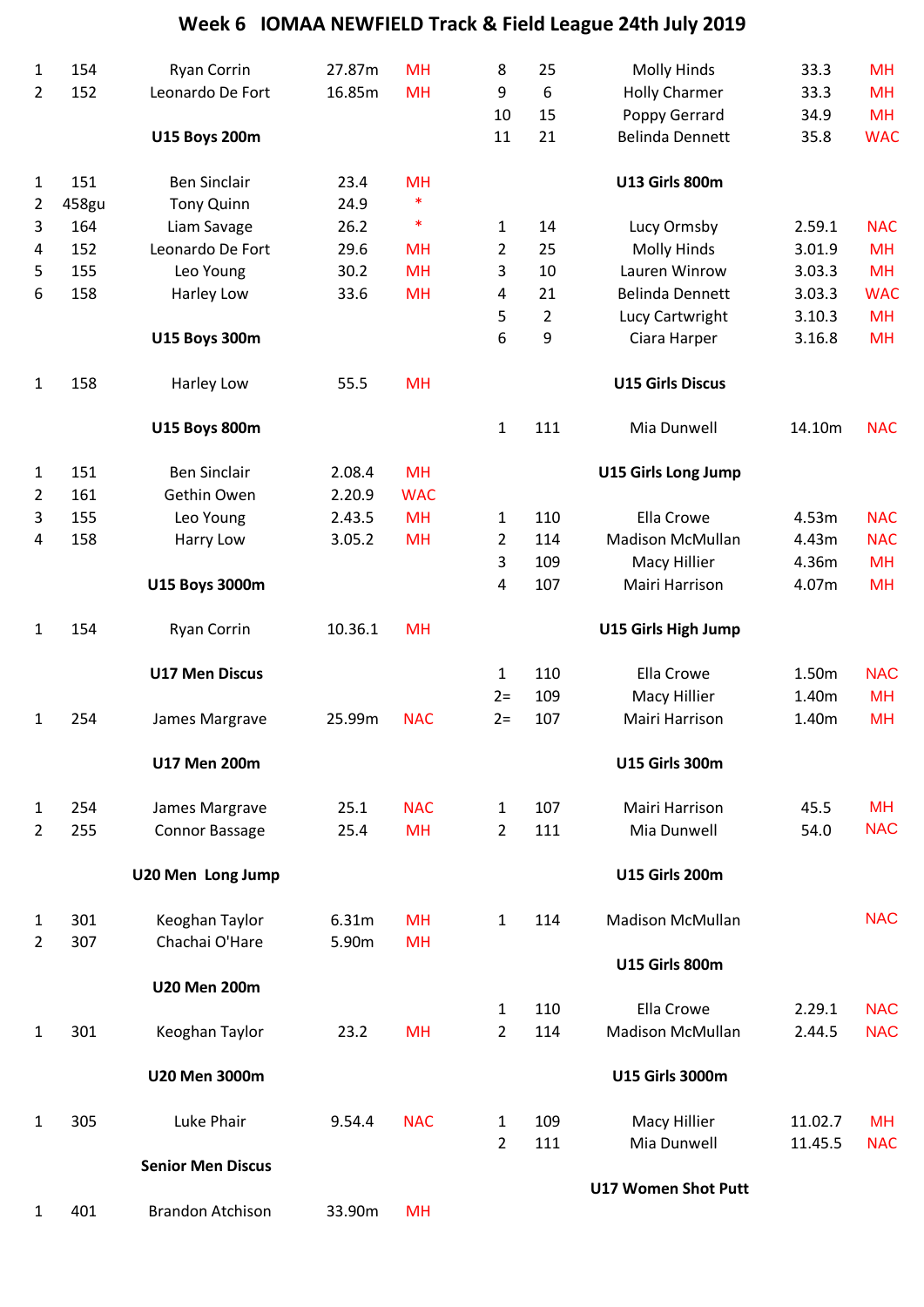# Week 6 IOMAA NEWFIELD Track & Field League 24th July 2019

| | | | | |
|---|---|---|---|---|
| 1 | 154 | Ryan Corrin | 27.87m | MH |
| 2 | 152 | Leonardo De Fort | 16.85m | MH |

### U15 Boys 200m

| | | | | |
|---|---|---|---|---|
| 1 | 151 | Ben Sinclair | 23.4 | MH |
| 2 | 458gu | Tony Quinn | 24.9 | * |
| 3 | 164 | Liam Savage | 26.2 | * |
| 4 | 152 | Leonardo De Fort | 29.6 | MH |
| 5 | 155 | Leo Young | 30.2 | MH |
| 6 | 158 | Harley Low | 33.6 | MH |

### U15 Boys 300m

| | | | | |
|---|---|---|---|---|
| 1 | 158 | Harley Low | 55.5 | MH |

### U15 Boys 800m

| | | | | |
|---|---|---|---|---|
| 1 | 151 | Ben Sinclair | 2.08.4 | MH |
| 2 | 161 | Gethin Owen | 2.20.9 | WAC |
| 3 | 155 | Leo Young | 2.43.5 | MH |
| 4 | 158 | Harry Low | 3.05.2 | MH |

### U15 Boys 3000m

| | | | | |
|---|---|---|---|---|
| 1 | 154 | Ryan Corrin | 10.36.1 | MH |

### U17 Men Discus

| | | | | |
|---|---|---|---|---|
| 1 | 254 | James Margrave | 25.99m | NAC |

### U17 Men 200m

| | | | | |
|---|---|---|---|---|
| 1 | 254 | James Margrave | 25.1 | NAC |
| 2 | 255 | Connor Bassage | 25.4 | MH |

### U20 Men Long Jump

| | | | | |
|---|---|---|---|---|
| 1 | 301 | Keoghan Taylor | 6.31m | MH |
| 2 | 307 | Chachai O'Hare | 5.90m | MH |

### U20 Men 200m

| | | | | |
|---|---|---|---|---|
| 1 | 301 | Keoghan Taylor | 23.2 | MH |

### U20 Men 3000m

| | | | | |
|---|---|---|---|---|
| 1 | 305 | Luke Phair | 9.54.4 | NAC |

### Senior Men Discus

| | | | | |
|---|---|---|---|---|
| 1 | 401 | Brandon Atchison | 33.90m | MH |

| | | | | |
|---|---|---|---|---|
| 8 | 25 | Molly Hinds | 33.3 | MH |
| 9 | 6 | Holly Charmer | 33.3 | MH |
| 10 | 15 | Poppy Gerrard | 34.9 | MH |
| 11 | 21 | Belinda Dennett | 35.8 | WAC |

### U13 Girls 800m

| | | | | |
|---|---|---|---|---|
| 1 | 14 | Lucy Ormsby | 2.59.1 | NAC |
| 2 | 25 | Molly Hinds | 3.01.9 | MH |
| 3 | 10 | Lauren Winrow | 3.03.3 | MH |
| 4 | 21 | Belinda Dennett | 3.03.3 | WAC |
| 5 | 2 | Lucy Cartwright | 3.10.3 | MH |
| 6 | 9 | Ciara Harper | 3.16.8 | MH |

### U15 Girls Discus

| | | | | |
|---|---|---|---|---|
| 1 | 111 | Mia Dunwell | 14.10m | NAC |

### U15 Girls Long Jump

| | | | | |
|---|---|---|---|---|
| 1 | 110 | Ella Crowe | 4.53m | NAC |
| 2 | 114 | Madison McMullan | 4.43m | NAC |
| 3 | 109 | Macy Hillier | 4.36m | MH |
| 4 | 107 | Mairi Harrison | 4.07m | MH |

### U15 Girls High Jump

| | | | | |
|---|---|---|---|---|
| 1 | 110 | Ella Crowe | 1.50m | NAC |
| 2= | 109 | Macy Hillier | 1.40m | MH |
| 2= | 107 | Mairi Harrison | 1.40m | MH |

### U15 Girls 300m

| | | | | |
|---|---|---|---|---|
| 1 | 107 | Mairi Harrison | 45.5 | MH |
| 2 | 111 | Mia Dunwell | 54.0 | NAC |

### U15 Girls 200m

| | | | | |
|---|---|---|---|---|
| 1 | 114 | Madison McMullan | | NAC |

### U15 Girls 800m

| | | | | |
|---|---|---|---|---|
| 1 | 110 | Ella Crowe | 2.29.1 | NAC |
| 2 | 114 | Madison McMullan | 2.44.5 | NAC |

### U15 Girls 3000m

| | | | | |
|---|---|---|---|---|
| 1 | 109 | Macy Hillier | 11.02.7 | MH |
| 2 | 111 | Mia Dunwell | 11.45.5 | NAC |

### U17 Women Shot Putt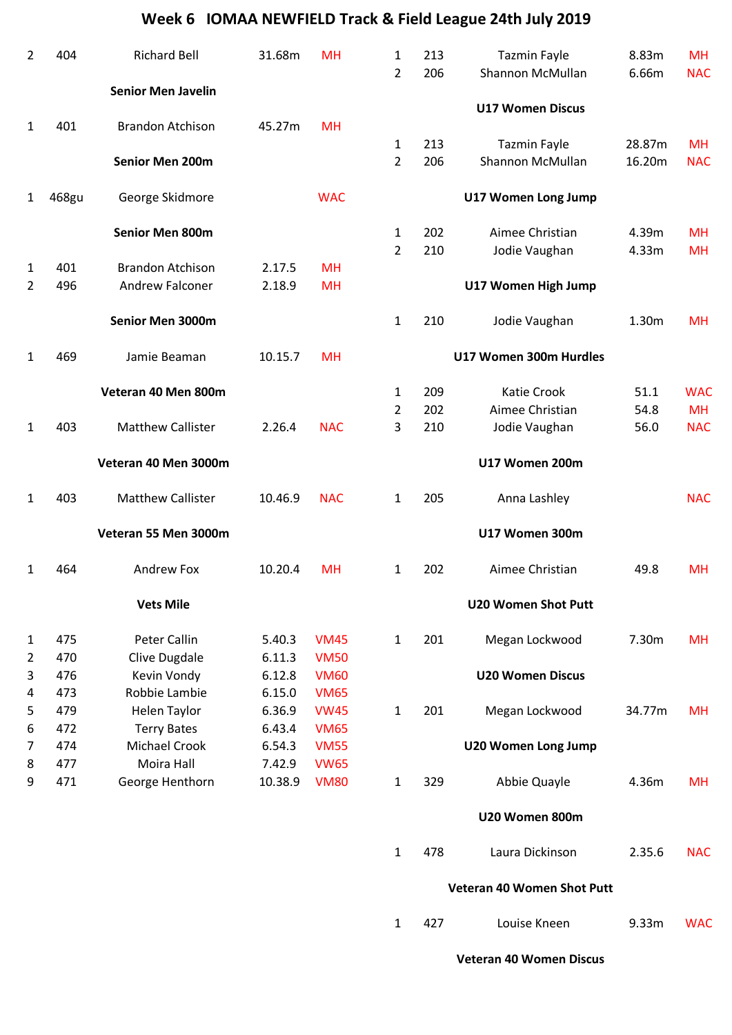## Week 6 IOMAA NEWFIELD Track & Field League 24th July 2019

| 2 | 404 | Richard Bell | 31.68m | MH |
|---|---|---|---|---|

### Senior Men Javelin

| 1 | 401 | Brandon Atchison | 45.27m | MH |
|---|---|---|---|---|

### Senior Men 200m

| 1 | 468gu | George Skidmore | | WAC |
|---|---|---|---|---|

### Senior Men 800m

| 1 | 401 | Brandon Atchison | 2.17.5 | MH |
|---|---|---|---|---|
| 2 | 496 | Andrew Falconer | 2.18.9 | MH |

### Senior Men 3000m

| 1 | 469 | Jamie Beaman | 10.15.7 | MH |
|---|---|---|---|---|

### Veteran 40 Men 800m

| 1 | 403 | Matthew Callister | 2.26.4 | NAC |
|---|---|---|---|---|

### Veteran 40 Men 3000m

| 1 | 403 | Matthew Callister | 10.46.9 | NAC |
|---|---|---|---|---|

### Veteran 55 Men 3000m

| 1 | 464 | Andrew Fox | 10.20.4 | MH |
|---|---|---|---|---|

### Vets Mile

| 1 | 475 | Peter Callin | 5.40.3 | VM45 |
|---|---|---|---|---|
| 2 | 470 | Clive Dugdale | 6.11.3 | VM50 |
| 3 | 476 | Kevin Vondy | 6.12.8 | VM60 |
| 4 | 473 | Robbie Lambie | 6.15.0 | VM65 |
| 5 | 479 | Helen Taylor | 6.36.9 | VW45 |
| 6 | 472 | Terry Bates | 6.43.4 | VM65 |
| 7 | 474 | Michael Crook | 6.54.3 | VM55 |
| 8 | 477 | Moira Hall | 7.42.9 | VW65 |
| 9 | 471 | George Henthorn | 10.38.9 | VM80 |

| 1 | 213 | Tazmin Fayle | 8.83m | MH |
|---|---|---|---|---|
| 2 | 206 | Shannon McMullan | 6.66m | NAC |

### U17 Women Discus

| 1 | 213 | Tazmin Fayle | 28.87m | MH |
|---|---|---|---|---|
| 2 | 206 | Shannon McMullan | 16.20m | NAC |

### U17 Women Long Jump

| 1 | 202 | Aimee Christian | 4.39m | MH |
|---|---|---|---|---|
| 2 | 210 | Jodie Vaughan | 4.33m | MH |

### U17 Women High Jump

| 1 | 210 | Jodie Vaughan | 1.30m | MH |
|---|---|---|---|---|

### U17 Women 300m Hurdles

| 1 | 209 | Katie Crook | 51.1 | WAC |
|---|---|---|---|---|
| 2 | 202 | Aimee Christian | 54.8 | MH |
| 3 | 210 | Jodie Vaughan | 56.0 | NAC |

### U17 Women 200m

| 1 | 205 | Anna Lashley | | NAC |
|---|---|---|---|---|

### U17 Women 300m

| 1 | 202 | Aimee Christian | 49.8 | MH |
|---|---|---|---|---|

### U20 Women Shot Putt

| 1 | 201 | Megan Lockwood | 7.30m | MH |
|---|---|---|---|---|

### U20 Women Discus

| 1 | 201 | Megan Lockwood | 34.77m | MH |
|---|---|---|---|---|

### U20 Women Long Jump

| 1 | 329 | Abbie Quayle | 4.36m | MH |
|---|---|---|---|---|

### U20 Women 800m

| 1 | 478 | Laura Dickinson | 2.35.6 | NAC |
|---|---|---|---|---|

### Veteran 40 Women Shot Putt

| 1 | 427 | Louise Kneen | 9.33m | WAC |
|---|---|---|---|---|

### Veteran 40 Women Discus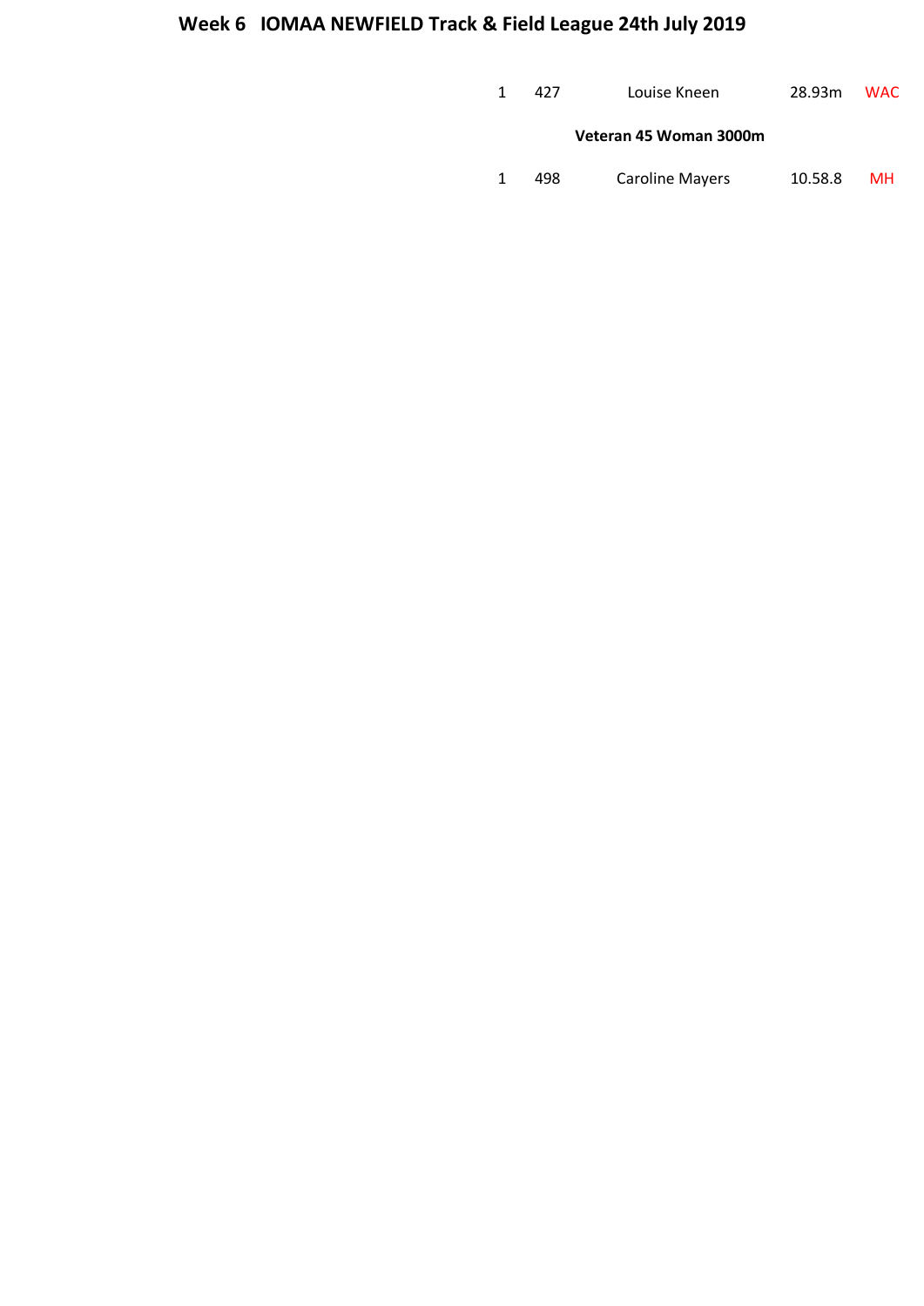# Week 6 IOMAA NEWFIELD Track & Field League 24th July 2019

| | | | | |
|---|---|---|---|---|
| 1 | 427 | Louise Kneen | 28.93m | WAC |

**Veteran 45 Woman 3000m**

| | | | | |
|---|---|---|---|---|
| 1 | 498 | Caroline Mayers | 10.58.8 | MH |